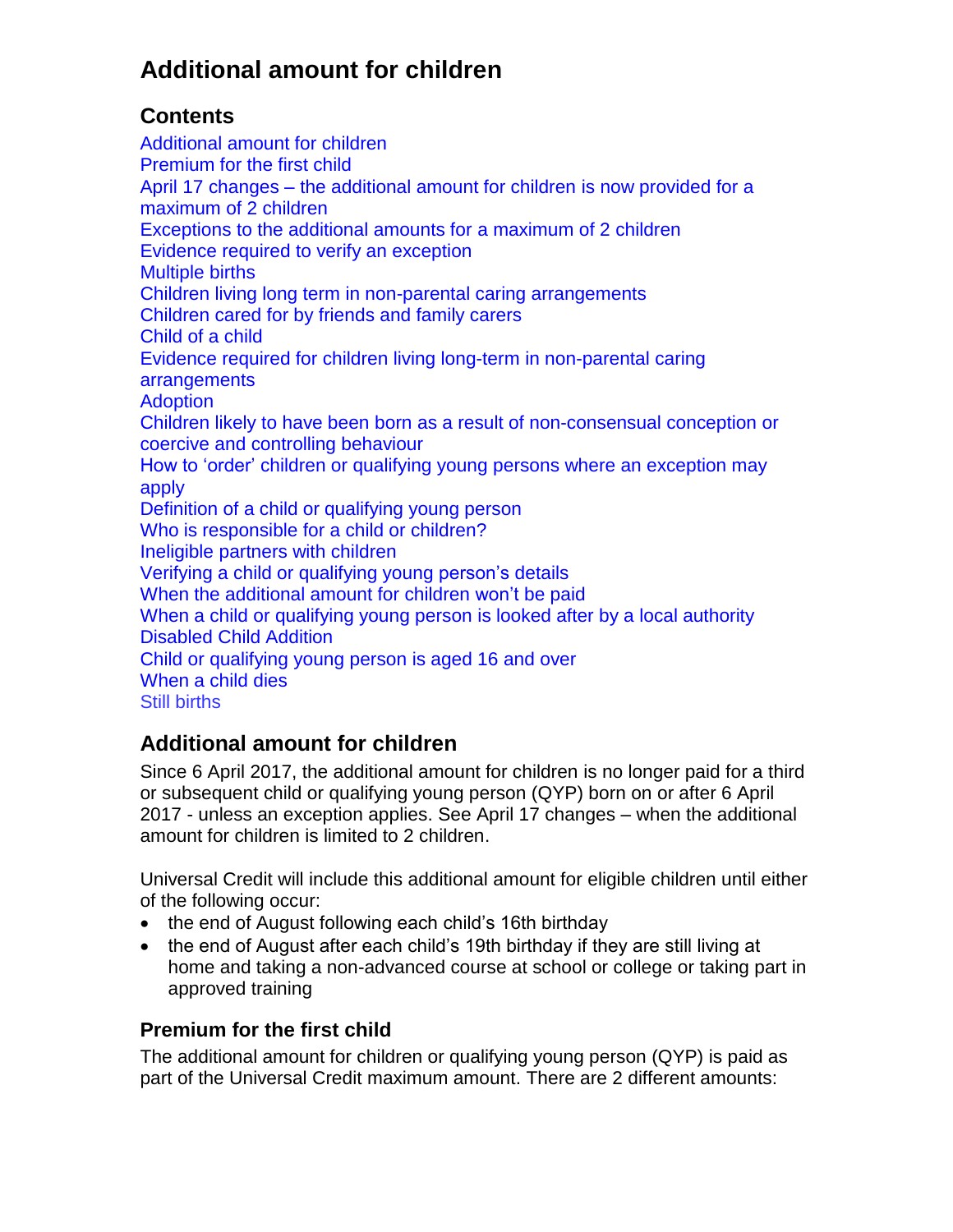# Additional amount for children

## Contents

Additional amount for children
Premium for the first child
April 17 changes – the additional amount for children is now provided for a maximum of 2 children
Exceptions to the additional amounts for a maximum of 2 children
Evidence required to verify an exception
Multiple births
Children living long term in non-parental caring arrangements
Children cared for by friends and family carers
Child of a child
Evidence required for children living long-term in non-parental caring arrangements
Adoption
Children likely to have been born as a result of non-consensual conception or coercive and controlling behaviour
How to 'order' children or qualifying young persons where an exception may apply
Definition of a child or qualifying young person
Who is responsible for a child or children?
Ineligible partners with children
Verifying a child or qualifying young person's details
When the additional amount for children won't be paid
When a child or qualifying young person is looked after by a local authority
Disabled Child Addition
Child or qualifying young person is aged 16 and over
When a child dies
Still births

## Additional amount for children

Since 6 April 2017, the additional amount for children is no longer paid for a third or subsequent child or qualifying young person (QYP) born on or after 6 April 2017 - unless an exception applies. See April 17 changes – when the additional amount for children is limited to 2 children.

Universal Credit will include this additional amount for eligible children until either of the following occur:

- the end of August following each child's 16th birthday
- the end of August after each child's 19th birthday if they are still living at home and taking a non-advanced course at school or college or taking part in approved training

## Premium for the first child

The additional amount for children or qualifying young person (QYP) is paid as part of the Universal Credit maximum amount. There are 2 different amounts: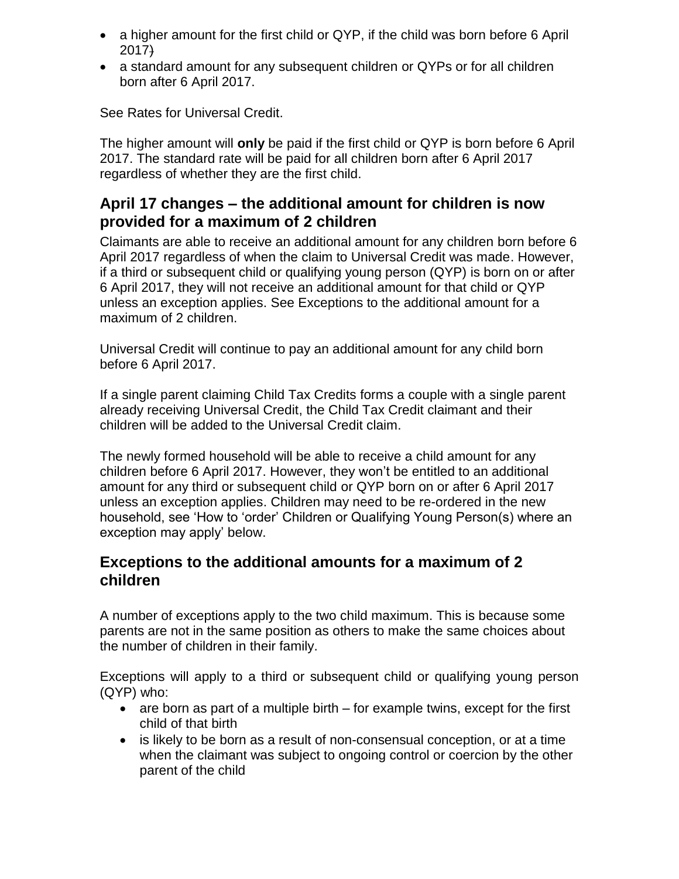- a higher amount for the first child or QYP, if the child was born before 6 April 2017)
- a standard amount for any subsequent children or QYPs or for all children born after 6 April 2017.

See Rates for Universal Credit.

The higher amount will **only** be paid if the first child or QYP is born before 6 April 2017. The standard rate will be paid for all children born after 6 April 2017 regardless of whether they are the first child.

## April 17 changes – the additional amount for children is now provided for a maximum of 2 children

Claimants are able to receive an additional amount for any children born before 6 April 2017 regardless of when the claim to Universal Credit was made. However, if a third or subsequent child or qualifying young person (QYP) is born on or after 6 April 2017, they will not receive an additional amount for that child or QYP unless an exception applies. See Exceptions to the additional amount for a maximum of 2 children.

Universal Credit will continue to pay an additional amount for any child born before 6 April 2017.

If a single parent claiming Child Tax Credits forms a couple with a single parent already receiving Universal Credit, the Child Tax Credit claimant and their children will be added to the Universal Credit claim.

The newly formed household will be able to receive a child amount for any children before 6 April 2017. However, they won't be entitled to an additional amount for any third or subsequent child or QYP born on or after 6 April 2017 unless an exception applies. Children may need to be re-ordered in the new household, see 'How to 'order' Children or Qualifying Young Person(s) where an exception may apply' below.

## Exceptions to the additional amounts for a maximum of 2 children

A number of exceptions apply to the two child maximum. This is because some parents are not in the same position as others to make the same choices about the number of children in their family.

Exceptions will apply to a third or subsequent child or qualifying young person (QYP) who:

- are born as part of a multiple birth – for example twins, except for the first child of that birth
- is likely to be born as a result of non-consensual conception, or at a time when the claimant was subject to ongoing control or coercion by the other parent of the child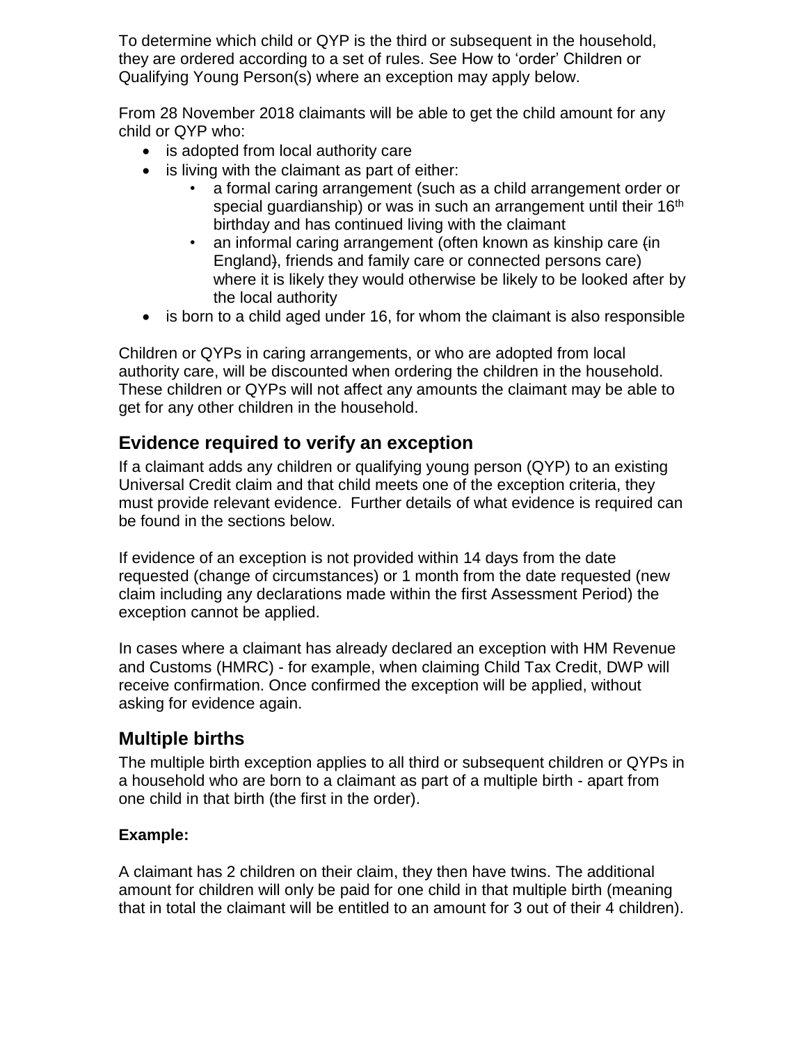To determine which child or QYP is the third or subsequent in the household, they are ordered according to a set of rules. See How to 'order' Children or Qualifying Young Person(s) where an exception may apply below.

From 28 November 2018 claimants will be able to get the child amount for any child or QYP who:

- is adopted from local authority care
- is living with the claimant as part of either:
    - a formal caring arrangement (such as a child arrangement order or special guardianship) or was in such an arrangement until their 16th birthday and has continued living with the claimant
    - an informal caring arrangement (often known as kinship care (in England), friends and family care or connected persons care) where it is likely they would otherwise be likely to be looked after by the local authority
- is born to a child aged under 16, for whom the claimant is also responsible

Children or QYPs in caring arrangements, or who are adopted from local authority care, will be discounted when ordering the children in the household. These children or QYPs will not affect any amounts the claimant may be able to get for any other children in the household.

## Evidence required to verify an exception

If a claimant adds any children or qualifying young person (QYP) to an existing Universal Credit claim and that child meets one of the exception criteria, they must provide relevant evidence. Further details of what evidence is required can be found in the sections below.

If evidence of an exception is not provided within 14 days from the date requested (change of circumstances) or 1 month from the date requested (new claim including any declarations made within the first Assessment Period) the exception cannot be applied.

In cases where a claimant has already declared an exception with HM Revenue and Customs (HMRC) - for example, when claiming Child Tax Credit, DWP will receive confirmation. Once confirmed the exception will be applied, without asking for evidence again.

## Multiple births

The multiple birth exception applies to all third or subsequent children or QYPs in a household who are born to a claimant as part of a multiple birth - apart from one child in that birth (the first in the order).

**Example:**

A claimant has 2 children on their claim, they then have twins. The additional amount for children will only be paid for one child in that multiple birth (meaning that in total the claimant will be entitled to an amount for 3 out of their 4 children).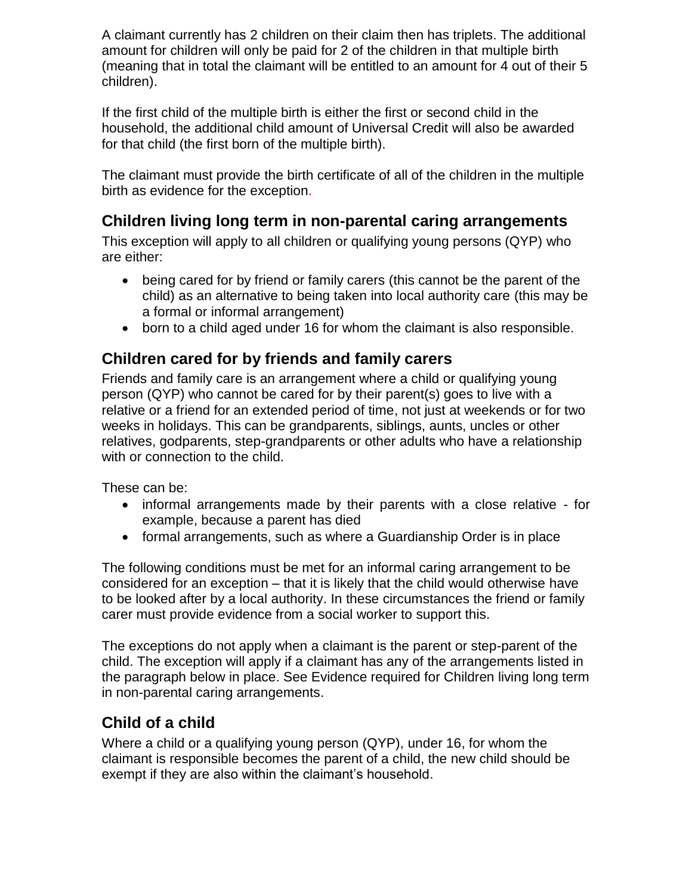A claimant currently has 2 children on their claim then has triplets. The additional amount for children will only be paid for 2 of the children in that multiple birth (meaning that in total the claimant will be entitled to an amount for 4 out of their 5 children).

If the first child of the multiple birth is either the first or second child in the household, the additional child amount of Universal Credit will also be awarded for that child (the first born of the multiple birth).

The claimant must provide the birth certificate of all of the children in the multiple birth as evidence for the exception.

## Children living long term in non-parental caring arrangements

This exception will apply to all children or qualifying young persons (QYP) who are either:

- being cared for by friend or family carers (this cannot be the parent of the child) as an alternative to being taken into local authority care (this may be a formal or informal arrangement)
- born to a child aged under 16 for whom the claimant is also responsible.

## Children cared for by friends and family carers

Friends and family care is an arrangement where a child or qualifying young person (QYP) who cannot be cared for by their parent(s) goes to live with a relative or a friend for an extended period of time, not just at weekends or for two weeks in holidays. This can be grandparents, siblings, aunts, uncles or other relatives, godparents, step-grandparents or other adults who have a relationship with or connection to the child.

These can be:

- informal arrangements made by their parents with a close relative - for example, because a parent has died
- formal arrangements, such as where a Guardianship Order is in place

The following conditions must be met for an informal caring arrangement to be considered for an exception – that it is likely that the child would otherwise have to be looked after by a local authority. In these circumstances the friend or family carer must provide evidence from a social worker to support this.

The exceptions do not apply when a claimant is the parent or step-parent of the child. The exception will apply if a claimant has any of the arrangements listed in the paragraph below in place. See Evidence required for Children living long term in non-parental caring arrangements.

## Child of a child

Where a child or a qualifying young person (QYP), under 16, for whom the claimant is responsible becomes the parent of a child, the new child should be exempt if they are also within the claimant's household.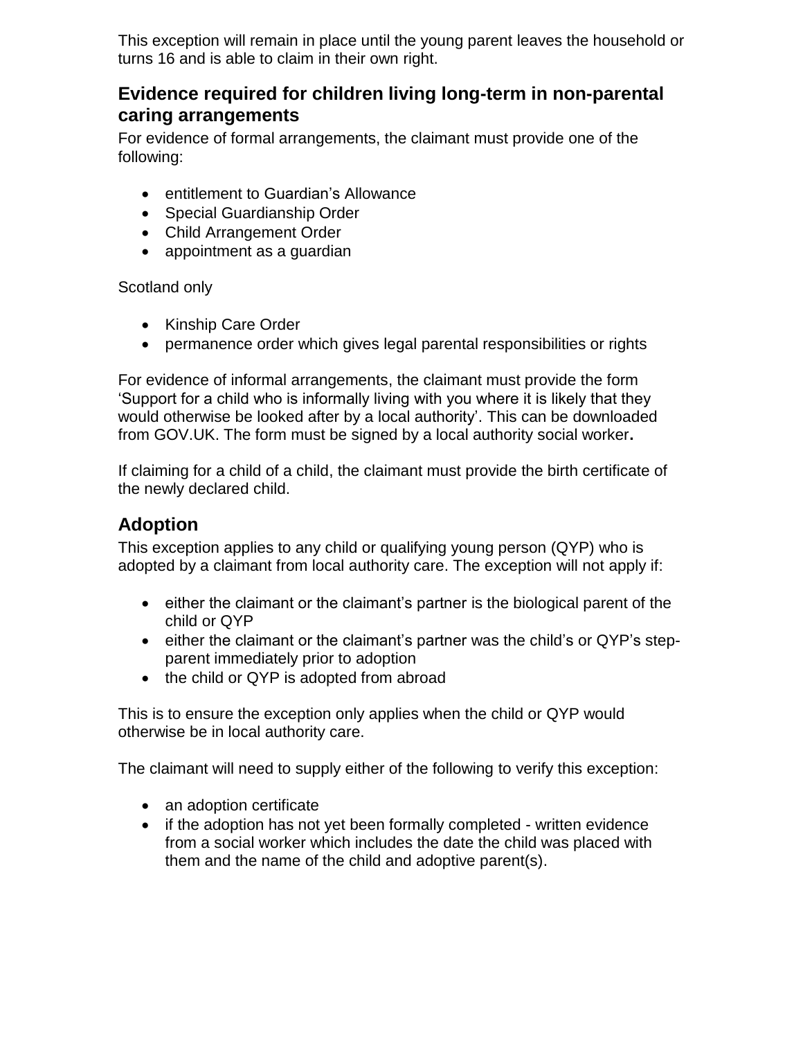This exception will remain in place until the young parent leaves the household or turns 16 and is able to claim in their own right.

## Evidence required for children living long-term in non-parental caring arrangements

For evidence of formal arrangements, the claimant must provide one of the following:

- entitlement to Guardian's Allowance
- Special Guardianship Order
- Child Arrangement Order
- appointment as a guardian

Scotland only

- Kinship Care Order
- permanence order which gives legal parental responsibilities or rights

For evidence of informal arrangements, the claimant must provide the form 'Support for a child who is informally living with you where it is likely that they would otherwise be looked after by a local authority'. This can be downloaded from GOV.UK. The form must be signed by a local authority social worker**.**

If claiming for a child of a child, the claimant must provide the birth certificate of the newly declared child.

## Adoption

This exception applies to any child or qualifying young person (QYP) who is adopted by a claimant from local authority care. The exception will not apply if:

- either the claimant or the claimant's partner is the biological parent of the child or QYP
- either the claimant or the claimant's partner was the child's or QYP's step-parent immediately prior to adoption
- the child or QYP is adopted from abroad

This is to ensure the exception only applies when the child or QYP would otherwise be in local authority care.

The claimant will need to supply either of the following to verify this exception:

- an adoption certificate
- if the adoption has not yet been formally completed - written evidence from a social worker which includes the date the child was placed with them and the name of the child and adoptive parent(s).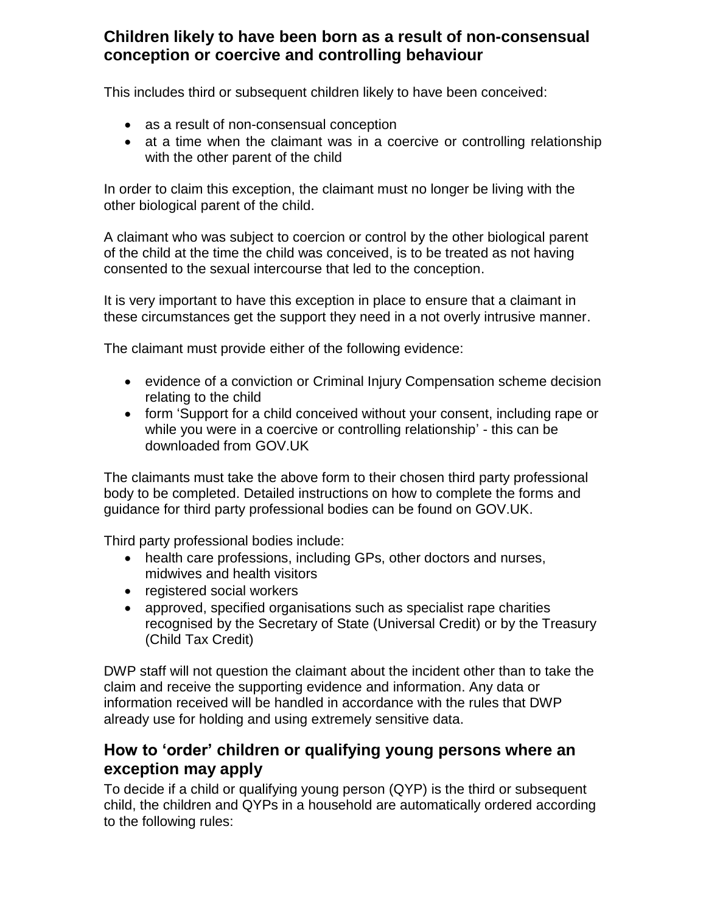## Children likely to have been born as a result of non-consensual conception or coercive and controlling behaviour

This includes third or subsequent children likely to have been conceived:

- as a result of non-consensual conception
- at a time when the claimant was in a coercive or controlling relationship with the other parent of the child

In order to claim this exception, the claimant must no longer be living with the other biological parent of the child.

A claimant who was subject to coercion or control by the other biological parent of the child at the time the child was conceived, is to be treated as not having consented to the sexual intercourse that led to the conception.

It is very important to have this exception in place to ensure that a claimant in these circumstances get the support they need in a not overly intrusive manner.

The claimant must provide either of the following evidence:

- evidence of a conviction or Criminal Injury Compensation scheme decision relating to the child
- form 'Support for a child conceived without your consent, including rape or while you were in a coercive or controlling relationship' - this can be downloaded from GOV.UK

The claimants must take the above form to their chosen third party professional body to be completed. Detailed instructions on how to complete the forms and guidance for third party professional bodies can be found on GOV.UK.

Third party professional bodies include:

- health care professions, including GPs, other doctors and nurses, midwives and health visitors
- registered social workers
- approved, specified organisations such as specialist rape charities recognised by the Secretary of State (Universal Credit) or by the Treasury (Child Tax Credit)

DWP staff will not question the claimant about the incident other than to take the claim and receive the supporting evidence and information. Any data or information received will be handled in accordance with the rules that DWP already use for holding and using extremely sensitive data.

## How to 'order' children or qualifying young persons where an exception may apply

To decide if a child or qualifying young person (QYP) is the third or subsequent child, the children and QYPs in a household are automatically ordered according to the following rules: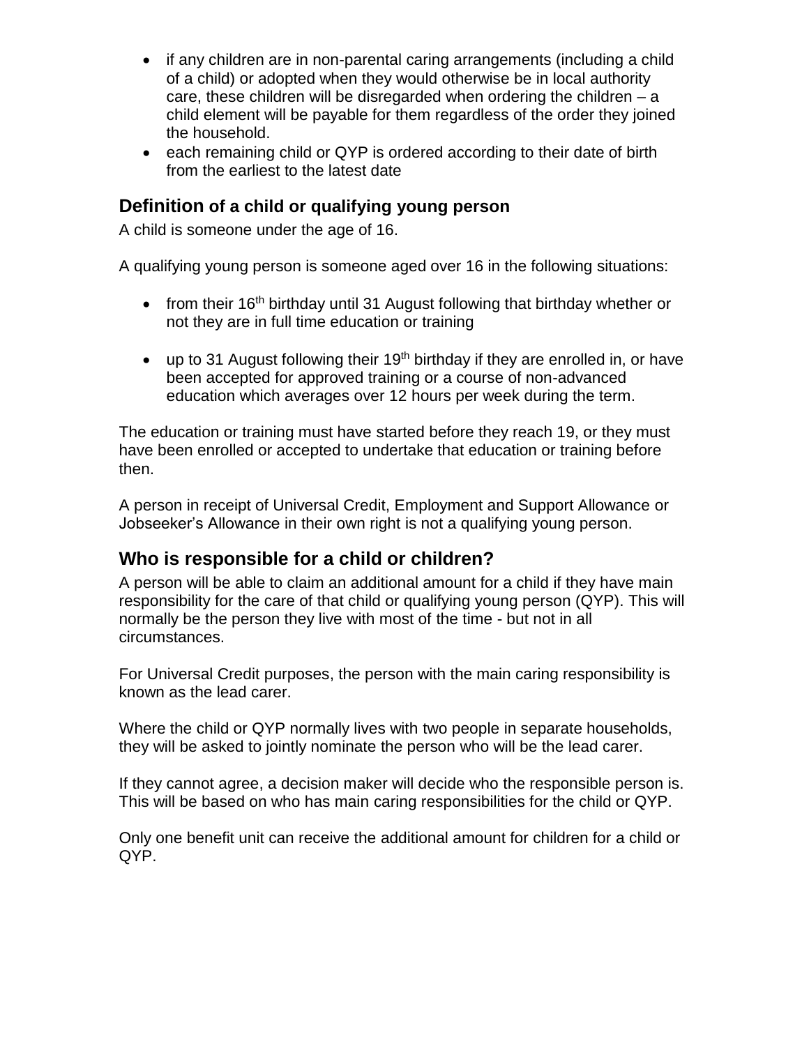- if any children are in non-parental caring arrangements (including a child of a child) or adopted when they would otherwise be in local authority care, these children will be disregarded when ordering the children – a child element will be payable for them regardless of the order they joined the household.
- each remaining child or QYP is ordered according to their date of birth from the earliest to the latest date

## Definition of a child or qualifying young person

A child is someone under the age of 16.

A qualifying young person is someone aged over 16 in the following situations:

- from their 16th birthday until 31 August following that birthday whether or not they are in full time education or training
- up to 31 August following their 19th birthday if they are enrolled in, or have been accepted for approved training or a course of non-advanced education which averages over 12 hours per week during the term.

The education or training must have started before they reach 19, or they must have been enrolled or accepted to undertake that education or training before then.

A person in receipt of Universal Credit, Employment and Support Allowance or Jobseeker's Allowance in their own right is not a qualifying young person.

## Who is responsible for a child or children?

A person will be able to claim an additional amount for a child if they have main responsibility for the care of that child or qualifying young person (QYP). This will normally be the person they live with most of the time - but not in all circumstances.

For Universal Credit purposes, the person with the main caring responsibility is known as the lead carer.

Where the child or QYP normally lives with two people in separate households, they will be asked to jointly nominate the person who will be the lead carer.

If they cannot agree, a decision maker will decide who the responsible person is. This will be based on who has main caring responsibilities for the child or QYP.

Only one benefit unit can receive the additional amount for children for a child or QYP.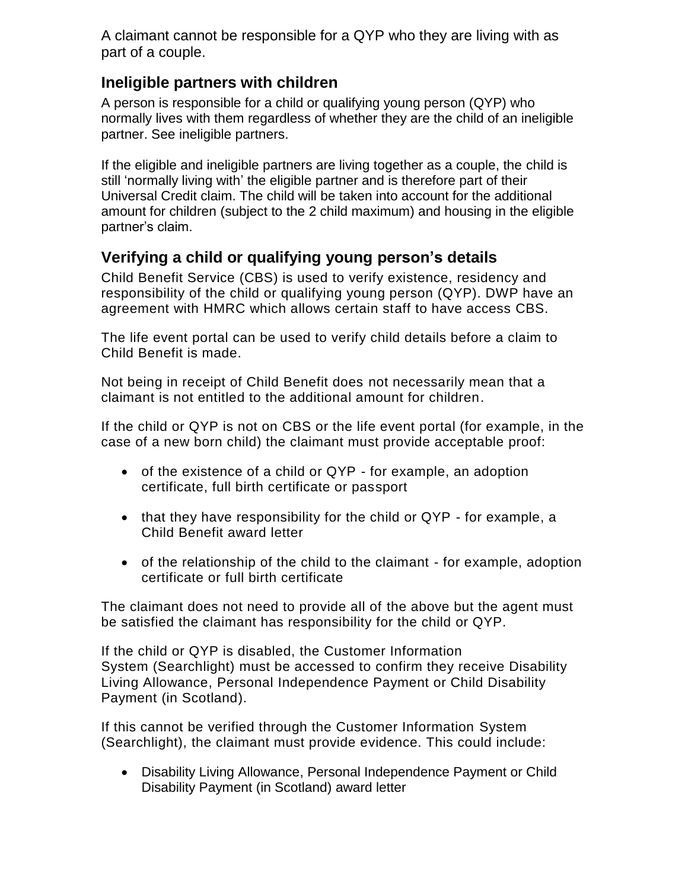A claimant cannot be responsible for a QYP who they are living with as part of a couple.

## Ineligible partners with children

A person is responsible for a child or qualifying young person (QYP) who normally lives with them regardless of whether they are the child of an ineligible partner. See ineligible partners.

If the eligible and ineligible partners are living together as a couple, the child is still 'normally living with' the eligible partner and is therefore part of their Universal Credit claim. The child will be taken into account for the additional amount for children (subject to the 2 child maximum) and housing in the eligible partner's claim.

## Verifying a child or qualifying young person's details

Child Benefit Service (CBS) is used to verify existence, residency and responsibility of the child or qualifying young person (QYP). DWP have an agreement with HMRC which allows certain staff to have access CBS.

The life event portal can be used to verify child details before a claim to Child Benefit is made.

Not being in receipt of Child Benefit does not necessarily mean that a claimant is not entitled to the additional amount for children.

If the child or QYP is not on CBS or the life event portal (for example, in the case of a new born child) the claimant must provide acceptable proof:

- of the existence of a child or QYP - for example, an adoption certificate, full birth certificate or passport
- that they have responsibility for the child or QYP - for example, a Child Benefit award letter
- of the relationship of the child to the claimant - for example, adoption certificate or full birth certificate

The claimant does not need to provide all of the above but the agent must be satisfied the claimant has responsibility for the child or QYP.

If the child or QYP is disabled, the Customer Information System (Searchlight) must be accessed to confirm they receive Disability Living Allowance, Personal Independence Payment or Child Disability Payment (in Scotland).

If this cannot be verified through the Customer Information System (Searchlight), the claimant must provide evidence. This could include:

- Disability Living Allowance, Personal Independence Payment or Child Disability Payment (in Scotland) award letter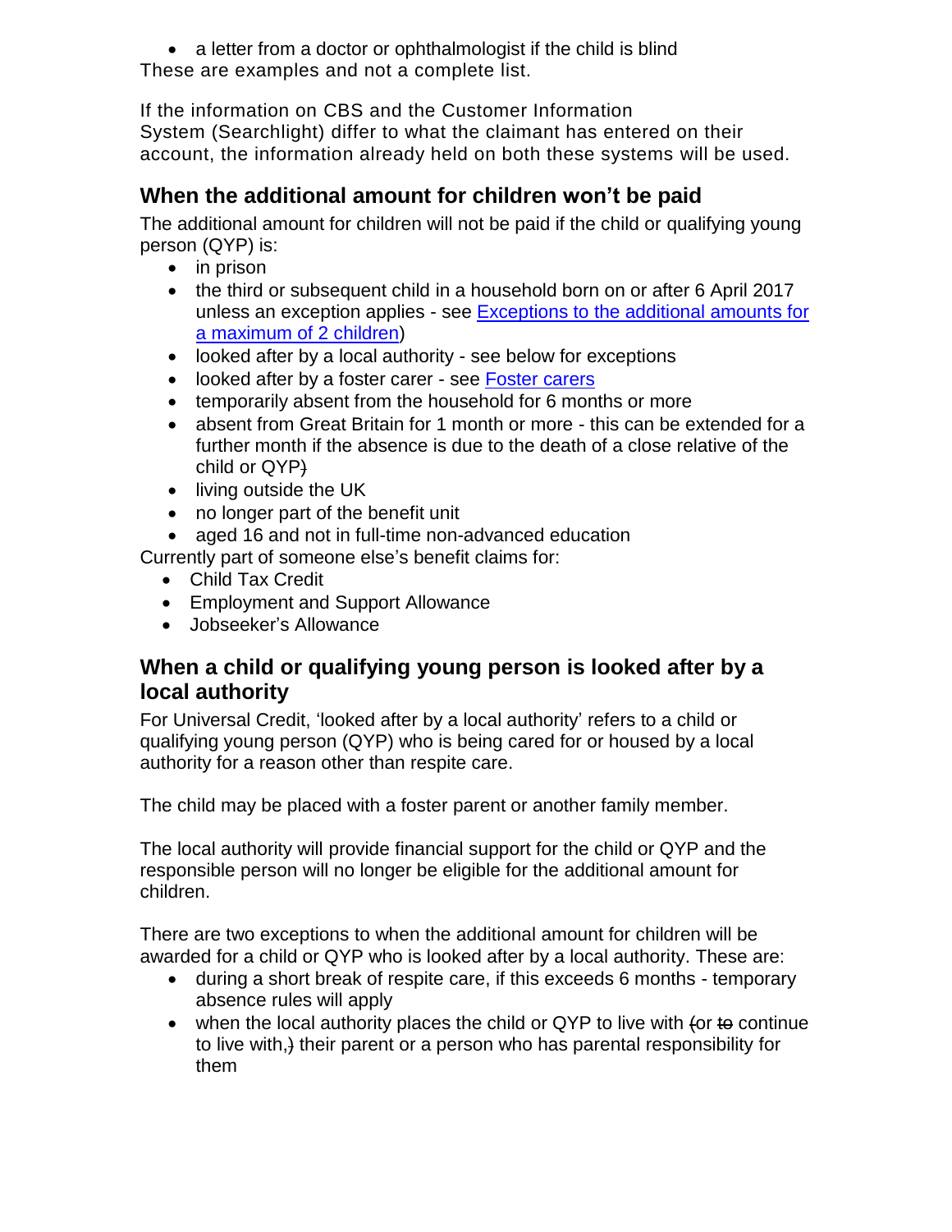- a letter from a doctor or ophthalmologist if the child is blind

These are examples and not a complete list.

If the information on CBS and the Customer Information System (Searchlight) differ to what the claimant has entered on their account, the information already held on both these systems will be used.

## When the additional amount for children won't be paid

The additional amount for children will not be paid if the child or qualifying young person (QYP) is:

- in prison
- the third or subsequent child in a household born on or after 6 April 2017 unless an exception applies - see [Exceptions to the additional amounts for a maximum of 2 children](#))
- looked after by a local authority - see below for exceptions
- looked after by a foster carer - see [Foster carers](#)
- temporarily absent from the household for 6 months or more
- absent from Great Britain for 1 month or more - this can be extended for a further month if the absence is due to the death of a close relative of the child or QYP~~)~~
- living outside the UK
- no longer part of the benefit unit
- aged 16 and not in full-time non-advanced education

Currently part of someone else's benefit claims for:

- Child Tax Credit
- Employment and Support Allowance
- Jobseeker's Allowance

## When a child or qualifying young person is looked after by a local authority

For Universal Credit, 'looked after by a local authority' refers to a child or qualifying young person (QYP) who is being cared for or housed by a local authority for a reason other than respite care.

The child may be placed with a foster parent or another family member.

The local authority will provide financial support for the child or QYP and the responsible person will no longer be eligible for the additional amount for children.

There are two exceptions to when the additional amount for children will be awarded for a child or QYP who is looked after by a local authority. These are:

- during a short break of respite care, if this exceeds 6 months - temporary absence rules will apply
- when the local authority places the child or QYP to live with ~~(~~or ~~to~~ continue to live with,~~)~~ their parent or a person who has parental responsibility for them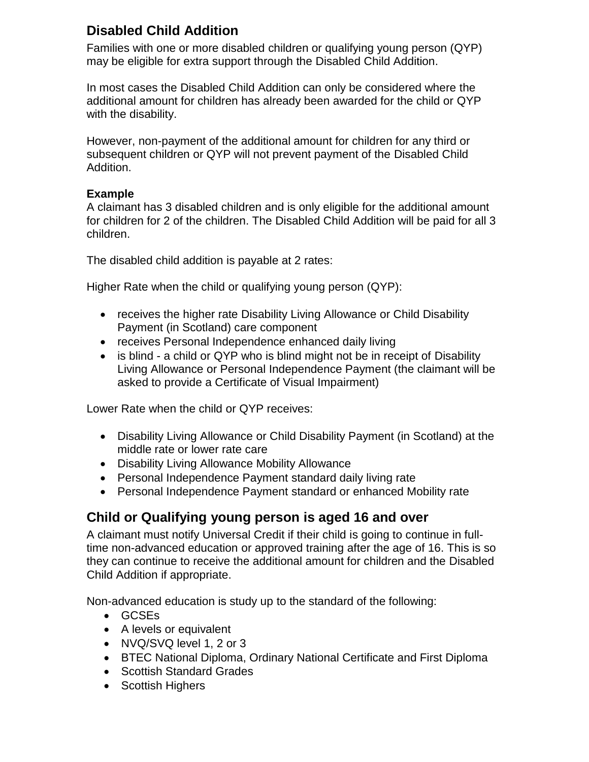## Disabled Child Addition

Families with one or more disabled children or qualifying young person (QYP) may be eligible for extra support through the Disabled Child Addition.

In most cases the Disabled Child Addition can only be considered where the additional amount for children has already been awarded for the child or QYP with the disability.

However, non-payment of the additional amount for children for any third or subsequent children or QYP will not prevent payment of the Disabled Child Addition.

**Example**
A claimant has 3 disabled children and is only eligible for the additional amount for children for 2 of the children. The Disabled Child Addition will be paid for all 3 children.

The disabled child addition is payable at 2 rates:

Higher Rate when the child or qualifying young person (QYP):

- receives the higher rate Disability Living Allowance or Child Disability Payment (in Scotland) care component
- receives Personal Independence enhanced daily living
- is blind - a child or QYP who is blind might not be in receipt of Disability Living Allowance or Personal Independence Payment (the claimant will be asked to provide a Certificate of Visual Impairment)

Lower Rate when the child or QYP receives:

- Disability Living Allowance or Child Disability Payment (in Scotland) at the middle rate or lower rate care
- Disability Living Allowance Mobility Allowance
- Personal Independence Payment standard daily living rate
- Personal Independence Payment standard or enhanced Mobility rate

## Child or Qualifying young person is aged 16 and over

A claimant must notify Universal Credit if their child is going to continue in full-time non-advanced education or approved training after the age of 16. This is so they can continue to receive the additional amount for children and the Disabled Child Addition if appropriate.

Non-advanced education is study up to the standard of the following:

- GCSEs
- A levels or equivalent
- NVQ/SVQ level 1, 2 or 3
- BTEC National Diploma, Ordinary National Certificate and First Diploma
- Scottish Standard Grades
- Scottish Highers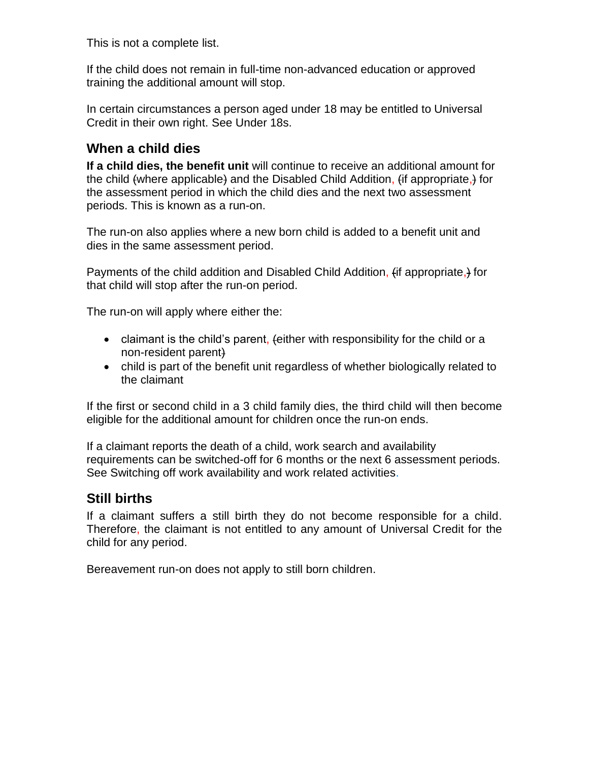This is not a complete list.

If the child does not remain in full-time non-advanced education or approved training the additional amount will stop.

In certain circumstances a person aged under 18 may be entitled to Universal Credit in their own right. See Under 18s.

## When a child dies

**If a child dies, the benefit unit** will continue to receive an additional amount for the child ~~(~~where applicable~~)~~ and the Disabled Child Addition, ~~(~~if appropriate,~~)~~ for the assessment period in which the child dies and the next two assessment periods. This is known as a run-on.

The run-on also applies where a new born child is added to a benefit unit and dies in the same assessment period.

Payments of the child addition and Disabled Child Addition, ~~(~~if appropriate,~~)~~ for that child will stop after the run-on period.

The run-on will apply where either the:

- claimant is the child's parent, ~~(~~either with responsibility for the child or a non-resident parent~~)~~
- child is part of the benefit unit regardless of whether biologically related to the claimant

If the first or second child in a 3 child family dies, the third child will then become eligible for the additional amount for children once the run-on ends.

If a claimant reports the death of a child, work search and availability requirements can be switched-off for 6 months or the next 6 assessment periods. See Switching off work availability and work related activities.

## Still births

If a claimant suffers a still birth they do not become responsible for a child. Therefore, the claimant is not entitled to any amount of Universal Credit for the child for any period.

Bereavement run-on does not apply to still born children.